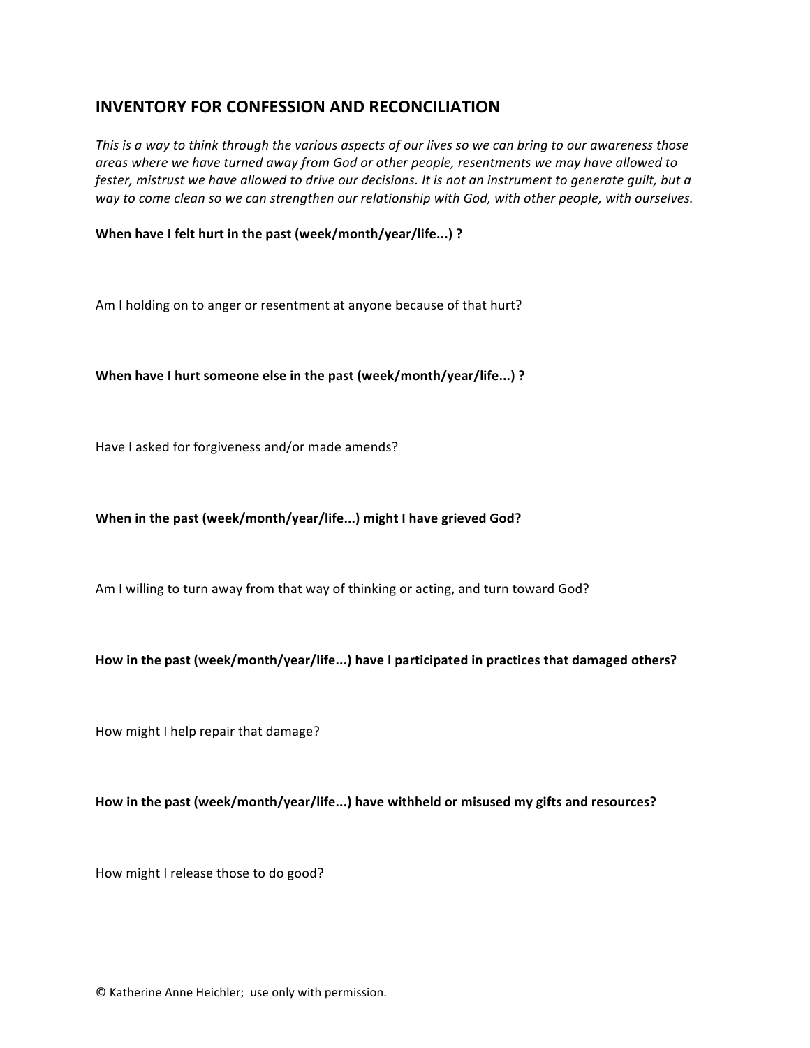## INVENTORY FOR CONFESSION AND RECONCILIATION

*This is a way to think through the various aspects of our lives so we can bring to our awareness those areas where we have turned away from God or other people, resentments we may have allowed to fester, mistrust we have allowed to drive our decisions. It is not an instrument to generate guilt, but a way to come clean so we can strengthen our relationship with God, with other people, with ourselves.*

**When have I felt hurt in the past (week/month/year/life...) ?**

Am I holding on to anger or resentment at anyone because of that hurt?

**When have I hurt someone else in the past (week/month/year/life...) ?**

Have I asked for forgiveness and/or made amends?

**When in the past (week/month/year/life...) might I have grieved God?**

Am I willing to turn away from that way of thinking or acting, and turn toward God?

**How in the past (week/month/year/life...) have I participated in practices that damaged others?**

How might I help repair that damage?

**How in the past (week/month/year/life...) have withheld or misused my gifts and resources?**

How might I release those to do good?

© Katherine Anne Heichler; use only with permission.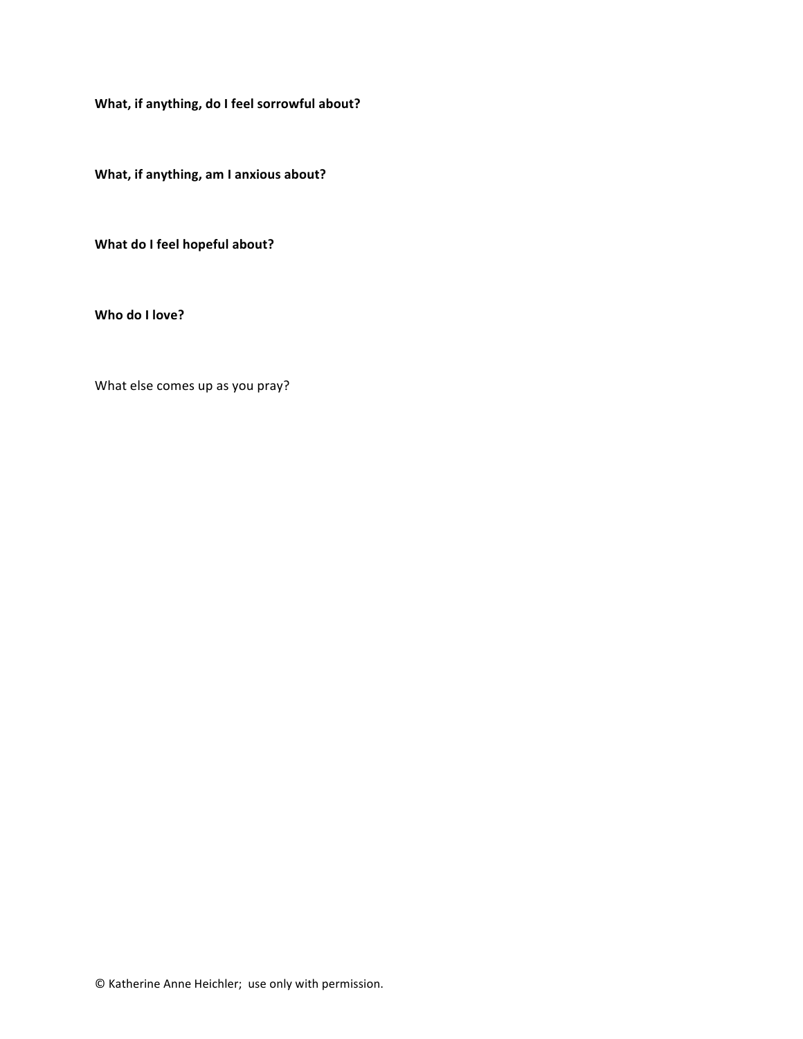**What, if anything, do I feel sorrowful about?**

**What, if anything, am I anxious about?**

**What do I feel hopeful about?**

**Who do I love?**

What else comes up as you pray?

© Katherine Anne Heichler; use only with permission.